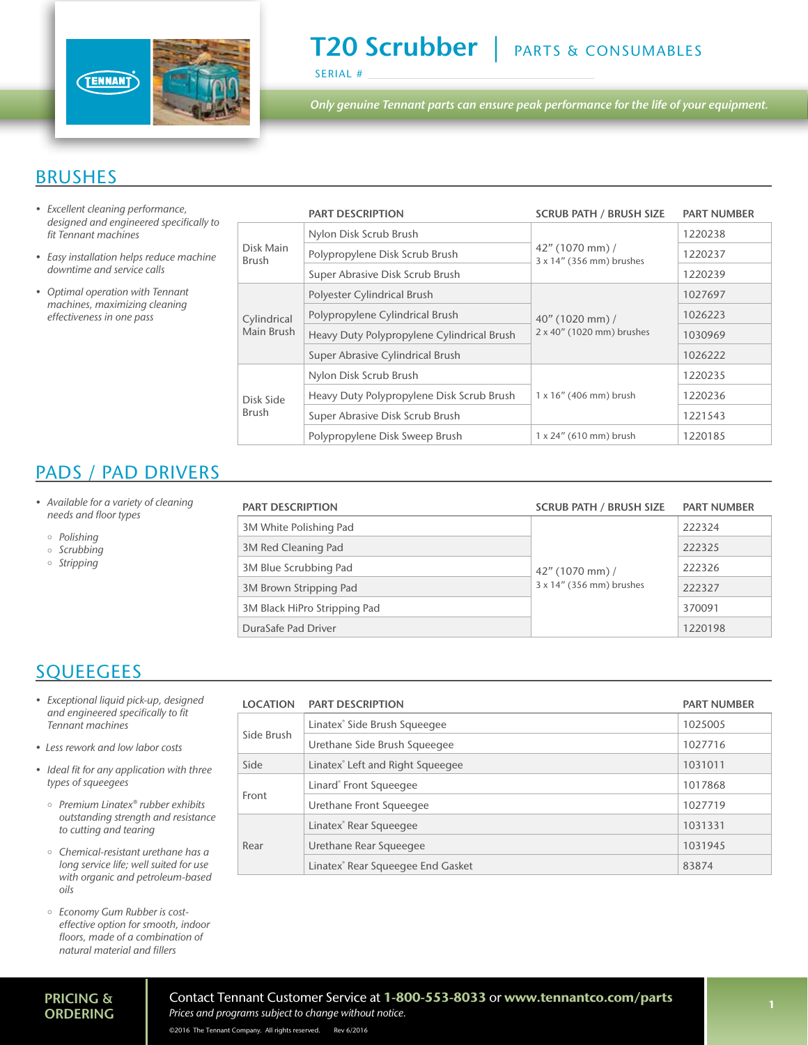# T20 Scrubber | PARTS & CONSUMABLES

SERIAL # ____________________

*Only genuine Tennant parts can ensure peak performance for the life of your equipment.*

## BRUSHES

- *Excellent cleaning performance, designed and engineered specifically to fit Tennant machines*
- *Easy installation helps reduce machine downtime and service calls*
- *Optimal operation with Tennant machines, maximizing cleaning effectiveness in one pass*

| | PART DESCRIPTION | SCRUB PATH / BRUSH SIZE | PART NUMBER |
|---|---|---|---|
| Disk Main Brush | Nylon Disk Scrub Brush | 42" (1070 mm) / 3 x 14" (356 mm) brushes | 1220238 |
| | Polypropylene Disk Scrub Brush | | 1220237 |
| | Super Abrasive Disk Scrub Brush | | 1220239 |
| Cylindrical Main Brush | Polyester Cylindrical Brush | 40" (1020 mm) / 2 x 40" (1020 mm) brushes | 1027697 |
| | Polypropylene Cylindrical Brush | | 1026223 |
| | Heavy Duty Polypropylene Cylindrical Brush | | 1030969 |
| | Super Abrasive Cylindrical Brush | | 1026222 |
| Disk Side Brush | Nylon Disk Scrub Brush | 1 x 16" (406 mm) brush | 1220235 |
| | Heavy Duty Polypropylene Disk Scrub Brush | | 1220236 |
| | Super Abrasive Disk Scrub Brush | | 1221543 |
| | Polypropylene Disk Sweep Brush | 1 x 24" (610 mm) brush | 1220185 |

## PADS / PAD DRIVERS

- *Available for a variety of cleaning needs and floor types*
  - *Polishing*
  - *Scrubbing*
  - *Stripping*

| PART DESCRIPTION | SCRUB PATH / BRUSH SIZE | PART NUMBER |
|---|---|---|
| 3M White Polishing Pad | 42" (1070 mm) / 3 x 14" (356 mm) brushes | 222324 |
| 3M Red Cleaning Pad | | 222325 |
| 3M Blue Scrubbing Pad | | 222326 |
| 3M Brown Stripping Pad | | 222327 |
| 3M Black HiPro Stripping Pad | | 370091 |
| DuraSafe Pad Driver | | 1220198 |

## SQUEEGEES

- *Exceptional liquid pick-up, designed and engineered specifically to fit Tennant machines*
- *Less rework and low labor costs*
- *Ideal fit for any application with three types of squeegees*
  - *Premium Linatex® rubber exhibits outstanding strength and resistance to cutting and tearing*
  - *Chemical-resistant urethane has a long service life; well suited for use with organic and petroleum-based oils*
  - *Economy Gum Rubber is cost-effective option for smooth, indoor floors, made of a combination of natural material and fillers*

| LOCATION | PART DESCRIPTION | PART NUMBER |
|---|---|---|
| Side Brush | Linatex® Side Brush Squeegee | 1025005 |
| | Urethane Side Brush Squeegee | 1027716 |
| Side | Linatex® Left and Right Squeegee | 1031011 |
| Front | Linard® Front Squeegee | 1017868 |
| | Urethane Front Squeegee | 1027719 |
| Rear | Linatex® Rear Squeegee | 1031331 |
| | Urethane Rear Squeegee | 1031945 |
| | Linatex® Rear Squeegee End Gasket | 83874 |

**PRICING & ORDERING**

Contact Tennant Customer Service at **1-800-553-8033** or **www.tennantco.com/parts**

*Prices and programs subject to change without notice.*

©2016 The Tennant Company. All rights reserved. Rev 6/2016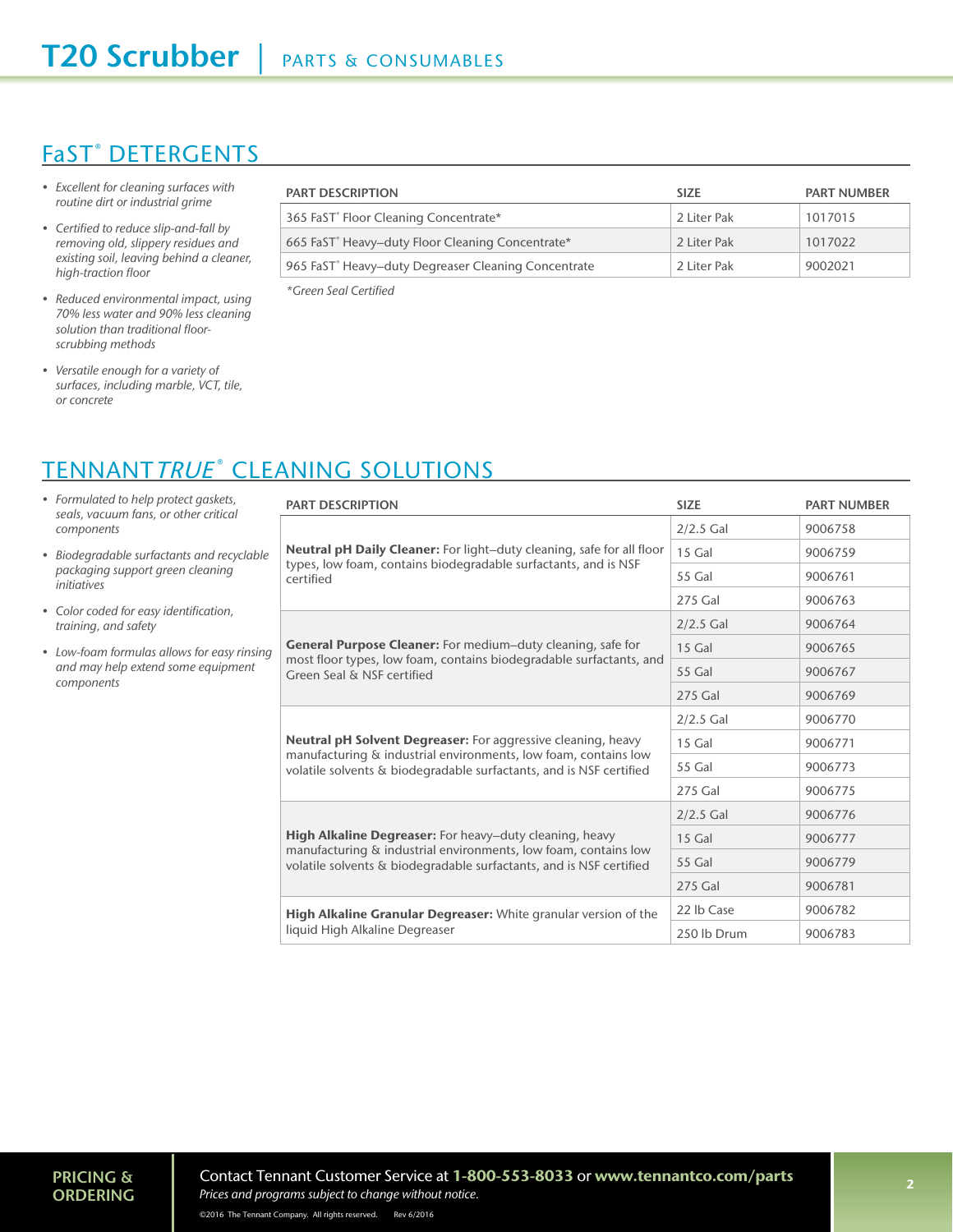# T20 Scrubber | PARTS & CONSUMABLES

## FaST® DETERGENTS

- *Excellent for cleaning surfaces with routine dirt or industrial grime*
- *Certified to reduce slip-and-fall by removing old, slippery residues and existing soil, leaving behind a cleaner, high-traction floor*
- *Reduced environmental impact, using 70% less water and 90% less cleaning solution than traditional floor-scrubbing methods*
- *Versatile enough for a variety of surfaces, including marble, VCT, tile, or concrete*

| PART DESCRIPTION | SIZE | PART NUMBER |
|---|---|---|
| 365 FaST® Floor Cleaning Concentrate* | 2 Liter Pak | 1017015 |
| 665 FaST® Heavy–duty Floor Cleaning Concentrate* | 2 Liter Pak | 1017022 |
| 965 FaST® Heavy–duty Degreaser Cleaning Concentrate | 2 Liter Pak | 9002021 |

*\*Green Seal Certified*

## TENNANT *TRUE*® CLEANING SOLUTIONS

- *Formulated to help protect gaskets, seals, vacuum fans, or other critical components*
- *Biodegradable surfactants and recyclable packaging support green cleaning initiatives*
- *Color coded for easy identification, training, and safety*
- *Low-foam formulas allows for easy rinsing and may help extend some equipment components*

| PART DESCRIPTION | SIZE | PART NUMBER |
|---|---|---|
| **Neutral pH Daily Cleaner:** For light–duty cleaning, safe for all floor types, low foam, contains biodegradable surfactants, and is NSF certified | 2/2.5 Gal | 9006758 |
| | 15 Gal | 9006759 |
| | 55 Gal | 9006761 |
| | 275 Gal | 9006763 |
| **General Purpose Cleaner:** For medium–duty cleaning, safe for most floor types, low foam, contains biodegradable surfactants, and Green Seal & NSF certified | 2/2.5 Gal | 9006764 |
| | 15 Gal | 9006765 |
| | 55 Gal | 9006767 |
| | 275 Gal | 9006769 |
| **Neutral pH Solvent Degreaser:** For aggressive cleaning, heavy manufacturing & industrial environments, low foam, contains low volatile solvents & biodegradable surfactants, and is NSF certified | 2/2.5 Gal | 9006770 |
| | 15 Gal | 9006771 |
| | 55 Gal | 9006773 |
| | 275 Gal | 9006775 |
| **High Alkaline Degreaser:** For heavy–duty cleaning, heavy manufacturing & industrial environments, low foam, contains low volatile solvents & biodegradable surfactants, and is NSF certified | 2/2.5 Gal | 9006776 |
| | 15 Gal | 9006777 |
| | 55 Gal | 9006779 |
| | 275 Gal | 9006781 |
| **High Alkaline Granular Degreaser:** White granular version of the liquid High Alkaline Degreaser | 22 lb Case | 9006782 |
| | 250 lb Drum | 9006783 |

**PRICING & ORDERING**

Contact Tennant Customer Service at **1-800-553-8033** or **www.tennantco.com/parts**

*Prices and programs subject to change without notice.*

©2016 The Tennant Company. All rights reserved. Rev 6/2016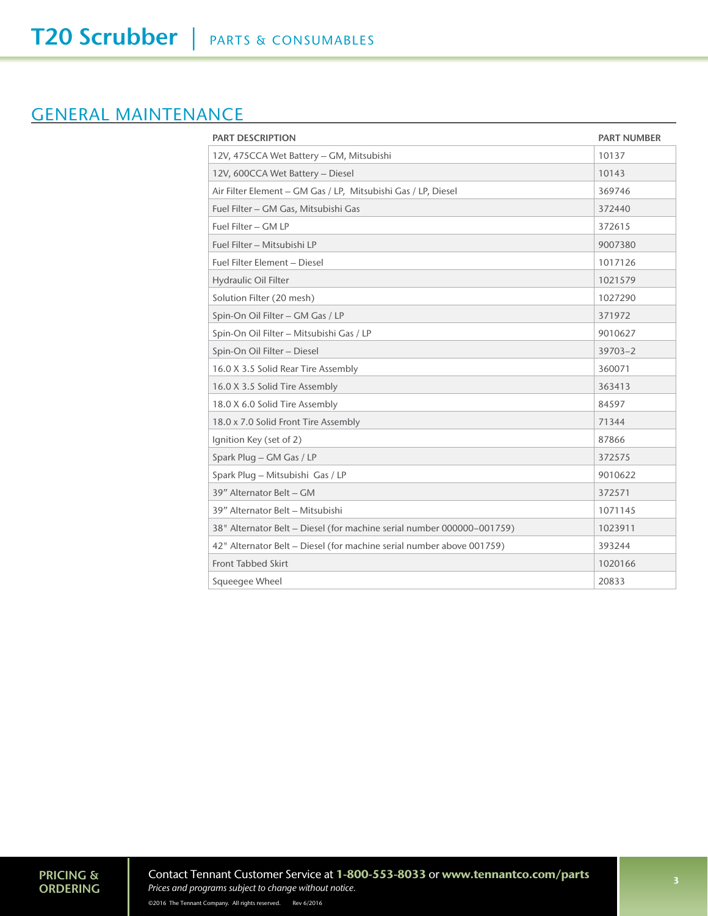# T20 Scrubber | PARTS & CONSUMABLES

## GENERAL MAINTENANCE

| PART DESCRIPTION | PART NUMBER |
|---|---|
| 12V, 475CCA Wet Battery – GM, Mitsubishi | 10137 |
| 12V, 600CCA Wet Battery – Diesel | 10143 |
| Air Filter Element – GM Gas / LP, Mitsubishi Gas / LP, Diesel | 369746 |
| Fuel Filter – GM Gas, Mitsubishi Gas | 372440 |
| Fuel Filter – GM LP | 372615 |
| Fuel Filter – Mitsubishi LP | 9007380 |
| Fuel Filter Element – Diesel | 1017126 |
| Hydraulic Oil Filter | 1021579 |
| Solution Filter (20 mesh) | 1027290 |
| Spin-On Oil Filter – GM Gas / LP | 371972 |
| Spin-On Oil Filter – Mitsubishi Gas / LP | 9010627 |
| Spin-On Oil Filter – Diesel | 39703–2 |
| 16.0 X 3.5 Solid Rear Tire Assembly | 360071 |
| 16.0 X 3.5 Solid Tire Assembly | 363413 |
| 18.0 X 6.0 Solid Tire Assembly | 84597 |
| 18.0 x 7.0 Solid Front Tire Assembly | 71344 |
| Ignition Key (set of 2) | 87866 |
| Spark Plug – GM Gas / LP | 372575 |
| Spark Plug – Mitsubishi Gas / LP | 9010622 |
| 39” Alternator Belt – GM | 372571 |
| 39” Alternator Belt – Mitsubishi | 1071145 |
| 38" Alternator Belt – Diesel (for machine serial number 000000–001759) | 1023911 |
| 42" Alternator Belt – Diesel (for machine serial number above 001759) | 393244 |
| Front Tabbed Skirt | 1020166 |
| Squeegee Wheel | 20833 |

**PRICING & ORDERING**

Contact Tennant Customer Service at **1-800-553-8033** or **www.tennantco.com/parts**

*Prices and programs subject to change without notice.*

©2016 The Tennant Company. All rights reserved. Rev 6/2016